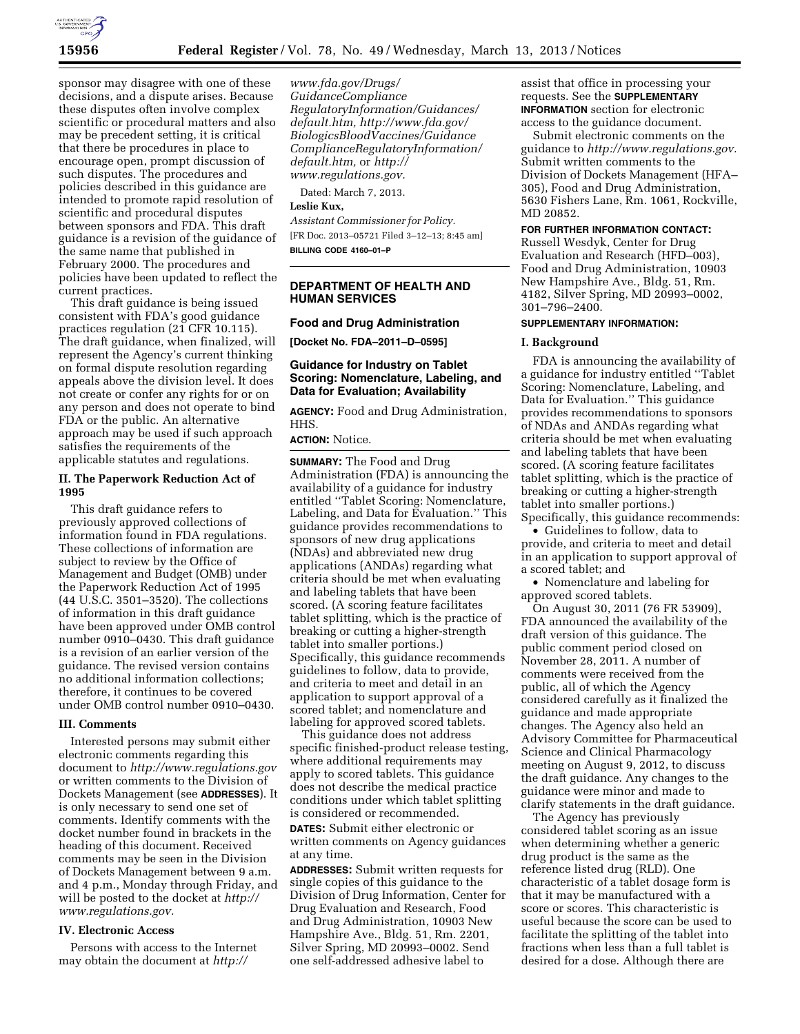sponsor may disagree with one of these decisions, and a dispute arises. Because these disputes often involve complex scientific or procedural matters and also may be precedent setting, it is critical that there be procedures in place to encourage open, prompt discussion of such disputes. The procedures and policies described in this guidance are intended to promote rapid resolution of scientific and procedural disputes between sponsors and FDA. This draft guidance is a revision of the guidance of the same name that published in February 2000. The procedures and policies have been updated to reflect the current practices.

This draft guidance is being issued consistent with FDA's good guidance practices regulation (21 CFR 10.115). The draft guidance, when finalized, will represent the Agency's current thinking on formal dispute resolution regarding appeals above the division level. It does not create or confer any rights for or on any person and does not operate to bind FDA or the public. An alternative approach may be used if such approach satisfies the requirements of the applicable statutes and regulations.

### II. The Paperwork Reduction Act of 1995

This draft guidance refers to previously approved collections of information found in FDA regulations. These collections of information are subject to review by the Office of Management and Budget (OMB) under the Paperwork Reduction Act of 1995 (44 U.S.C. 3501–3520). The collections of information in this draft guidance have been approved under OMB control number 0910–0430. This draft guidance is a revision of an earlier version of the guidance. The revised version contains no additional information collections; therefore, it continues to be covered under OMB control number 0910–0430.

### III. Comments

Interested persons may submit either electronic comments regarding this document to *http://www.regulations.gov* or written comments to the Division of Dockets Management (see **ADDRESSES**). It is only necessary to send one set of comments. Identify comments with the docket number found in brackets in the heading of this document. Received comments may be seen in the Division of Dockets Management between 9 a.m. and 4 p.m., Monday through Friday, and will be posted to the docket at *http://www.regulations.gov.*

### IV. Electronic Access

Persons with access to the Internet may obtain the document at *http://www.fda.gov/Drugs/GuidanceComplianceRegulatoryInformation/Guidances/default.htm, http://www.fda.gov/BiologicsBloodVaccines/GuidanceComplianceRegulatoryInformation/default.htm,* or *http://www.regulations.gov.*

Dated: March 7, 2013.

**Leslie Kux,**

*Assistant Commissioner for Policy.*

[FR Doc. 2013–05721 Filed 3–12–13; 8:45 am]

**BILLING CODE 4160–01–P**

---

## DEPARTMENT OF HEALTH AND HUMAN SERVICES

### Food and Drug Administration

**[Docket No. FDA–2011–D–0595]**

### Guidance for Industry on Tablet Scoring: Nomenclature, Labeling, and Data for Evaluation; Availability

**AGENCY:** Food and Drug Administration, HHS.

**ACTION:** Notice.

**SUMMARY:** The Food and Drug Administration (FDA) is announcing the availability of a guidance for industry entitled ''Tablet Scoring: Nomenclature, Labeling, and Data for Evaluation.'' This guidance provides recommendations to sponsors of new drug applications (NDAs) and abbreviated new drug applications (ANDAs) regarding what criteria should be met when evaluating and labeling tablets that have been scored. (A scoring feature facilitates tablet splitting, which is the practice of breaking or cutting a higher-strength tablet into smaller portions.) Specifically, this guidance recommends guidelines to follow, data to provide, and criteria to meet and detail in an application to support approval of a scored tablet; and nomenclature and labeling for approved scored tablets.

This guidance does not address specific finished-product release testing, where additional requirements may apply to scored tablets. This guidance does not describe the medical practice conditions under which tablet splitting is considered or recommended.

**DATES:** Submit either electronic or written comments on Agency guidances at any time.

**ADDRESSES:** Submit written requests for single copies of this guidance to the Division of Drug Information, Center for Drug Evaluation and Research, Food and Drug Administration, 10903 New Hampshire Ave., Bldg. 51, Rm. 2201, Silver Spring, MD 20993–0002. Send one self-addressed adhesive label to assist that office in processing your requests. See the **SUPPLEMENTARY INFORMATION** section for electronic access to the guidance document.

Submit electronic comments on the guidance to *http://www.regulations.gov.* Submit written comments to the Division of Dockets Management (HFA–305), Food and Drug Administration, 5630 Fishers Lane, Rm. 1061, Rockville, MD 20852.

**FOR FURTHER INFORMATION CONTACT:** Russell Wesdyk, Center for Drug Evaluation and Research (HFD–003), Food and Drug Administration, 10903 New Hampshire Ave., Bldg. 51, Rm. 4182, Silver Spring, MD 20993–0002, 301–796–2400.

**SUPPLEMENTARY INFORMATION:**

### I. Background

FDA is announcing the availability of a guidance for industry entitled ''Tablet Scoring: Nomenclature, Labeling, and Data for Evaluation.'' This guidance provides recommendations to sponsors of NDAs and ANDAs regarding what criteria should be met when evaluating and labeling tablets that have been scored. (A scoring feature facilitates tablet splitting, which is the practice of breaking or cutting a higher-strength tablet into smaller portions.) Specifically, this guidance recommends:

- Guidelines to follow, data to provide, and criteria to meet and detail in an application to support approval of a scored tablet; and
- Nomenclature and labeling for approved scored tablets.

On August 30, 2011 (76 FR 53909), FDA announced the availability of the draft version of this guidance. The public comment period closed on November 28, 2011. A number of comments were received from the public, all of which the Agency considered carefully as it finalized the guidance and made appropriate changes. The Agency also held an Advisory Committee for Pharmaceutical Science and Clinical Pharmacology meeting on August 9, 2012, to discuss the draft guidance. Any changes to the guidance were minor and made to clarify statements in the draft guidance.

The Agency has previously considered tablet scoring as an issue when determining whether a generic drug product is the same as the reference listed drug (RLD). One characteristic of a tablet dosage form is that it may be manufactured with a score or scores. This characteristic is useful because the score can be used to facilitate the splitting of the tablet into fractions when less than a full tablet is desired for a dose. Although there are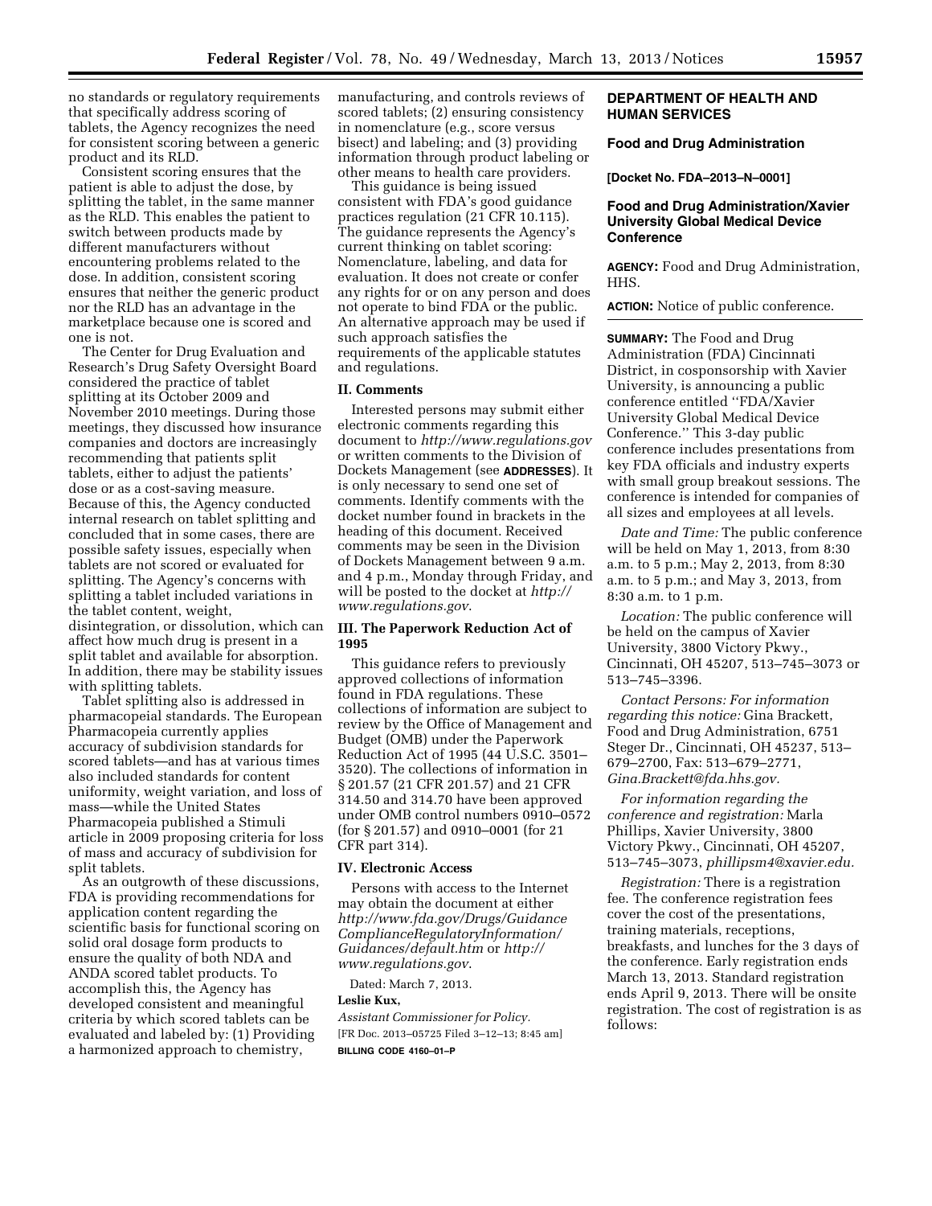no standards or regulatory requirements that specifically address scoring of tablets, the Agency recognizes the need for consistent scoring between a generic product and its RLD.

Consistent scoring ensures that the patient is able to adjust the dose, by splitting the tablet, in the same manner as the RLD. This enables the patient to switch between products made by different manufacturers without encountering problems related to the dose. In addition, consistent scoring ensures that neither the generic product nor the RLD has an advantage in the marketplace because one is scored and one is not.

The Center for Drug Evaluation and Research's Drug Safety Oversight Board considered the practice of tablet splitting at its October 2009 and November 2010 meetings. During those meetings, they discussed how insurance companies and doctors are increasingly recommending that patients split tablets, either to adjust the patients' dose or as a cost-saving measure. Because of this, the Agency conducted internal research on tablet splitting and concluded that in some cases, there are possible safety issues, especially when tablets are not scored or evaluated for splitting. The Agency's concerns with splitting a tablet included variations in the tablet content, weight, disintegration, or dissolution, which can affect how much drug is present in a split tablet and available for absorption. In addition, there may be stability issues with splitting tablets.

Tablet splitting also is addressed in pharmacopeial standards. The European Pharmacopeia currently applies accuracy of subdivision standards for scored tablets—and has at various times also included standards for content uniformity, weight variation, and loss of mass—while the United States Pharmacopeia published a Stimuli article in 2009 proposing criteria for loss of mass and accuracy of subdivision for split tablets.

As an outgrowth of these discussions, FDA is providing recommendations for application content regarding the scientific basis for functional scoring on solid oral dosage form products to ensure the quality of both NDA and ANDA scored tablet products. To accomplish this, the Agency has developed consistent and meaningful criteria by which scored tablets can be evaluated and labeled by: (1) Providing a harmonized approach to chemistry, manufacturing, and controls reviews of scored tablets; (2) ensuring consistency in nomenclature (e.g., score versus bisect) and labeling; and (3) providing information through product labeling or other means to health care providers.

This guidance is being issued consistent with FDA's good guidance practices regulation (21 CFR 10.115). The guidance represents the Agency's current thinking on tablet scoring: Nomenclature, labeling, and data for evaluation. It does not create or confer any rights for or on any person and does not operate to bind FDA or the public. An alternative approach may be used if such approach satisfies the requirements of the applicable statutes and regulations.

## II. Comments

Interested persons may submit either electronic comments regarding this document to *http://www.regulations.gov* or written comments to the Division of Dockets Management (see **ADDRESSES**). It is only necessary to send one set of comments. Identify comments with the docket number found in brackets in the heading of this document. Received comments may be seen in the Division of Dockets Management between 9 a.m. and 4 p.m., Monday through Friday, and will be posted to the docket at *http://www.regulations.gov*.

## III. The Paperwork Reduction Act of 1995

This guidance refers to previously approved collections of information found in FDA regulations. These collections of information are subject to review by the Office of Management and Budget (OMB) under the Paperwork Reduction Act of 1995 (44 U.S.C. 3501–3520). The collections of information in § 201.57 (21 CFR 201.57) and 21 CFR 314.50 and 314.70 have been approved under OMB control numbers 0910–0572 (for § 201.57) and 0910–0001 (for 21 CFR part 314).

## IV. Electronic Access

Persons with access to the Internet may obtain the document at either *http://www.fda.gov/Drugs/GuidanceComplianceRegulatoryInformation/Guidances/default.htm* or *http://www.regulations.gov*.

Dated: March 7, 2013.

**Leslie Kux,**

*Assistant Commissioner for Policy.*

[FR Doc. 2013–05725 Filed 3–12–13; 8:45 am]

**BILLING CODE 4160–01–P**

## DEPARTMENT OF HEALTH AND HUMAN SERVICES

### Food and Drug Administration

**[Docket No. FDA–2013–N–0001]**

### Food and Drug Administration/Xavier University Global Medical Device Conference

**AGENCY:** Food and Drug Administration, HHS.

**ACTION:** Notice of public conference.

**SUMMARY:** The Food and Drug Administration (FDA) Cincinnati District, in cosponsorship with Xavier University, is announcing a public conference entitled ''FDA/Xavier University Global Medical Device Conference.'' This 3-day public conference includes presentations from key FDA officials and industry experts with small group breakout sessions. The conference is intended for companies of all sizes and employees at all levels.

*Date and Time:* The public conference will be held on May 1, 2013, from 8:30 a.m. to 5 p.m.; May 2, 2013, from 8:30 a.m. to 5 p.m.; and May 3, 2013, from 8:30 a.m. to 1 p.m.

*Location:* The public conference will be held on the campus of Xavier University, 3800 Victory Pkwy., Cincinnati, OH 45207, 513–745–3073 or 513–745–3396.

*Contact Persons: For information regarding this notice:* Gina Brackett, Food and Drug Administration, 6751 Steger Dr., Cincinnati, OH 45237, 513–679–2700, Fax: 513–679–2771, *Gina.Brackett@fda.hhs.gov.*

*For information regarding the conference and registration:* Marla Phillips, Xavier University, 3800 Victory Pkwy., Cincinnati, OH 45207, 513–745–3073, *phillipsm4@xavier.edu.*

*Registration:* There is a registration fee. The conference registration fees cover the cost of the presentations, training materials, receptions, breakfasts, and lunches for the 3 days of the conference. Early registration ends March 13, 2013. Standard registration ends April 9, 2013. There will be onsite registration. The cost of registration is as follows: